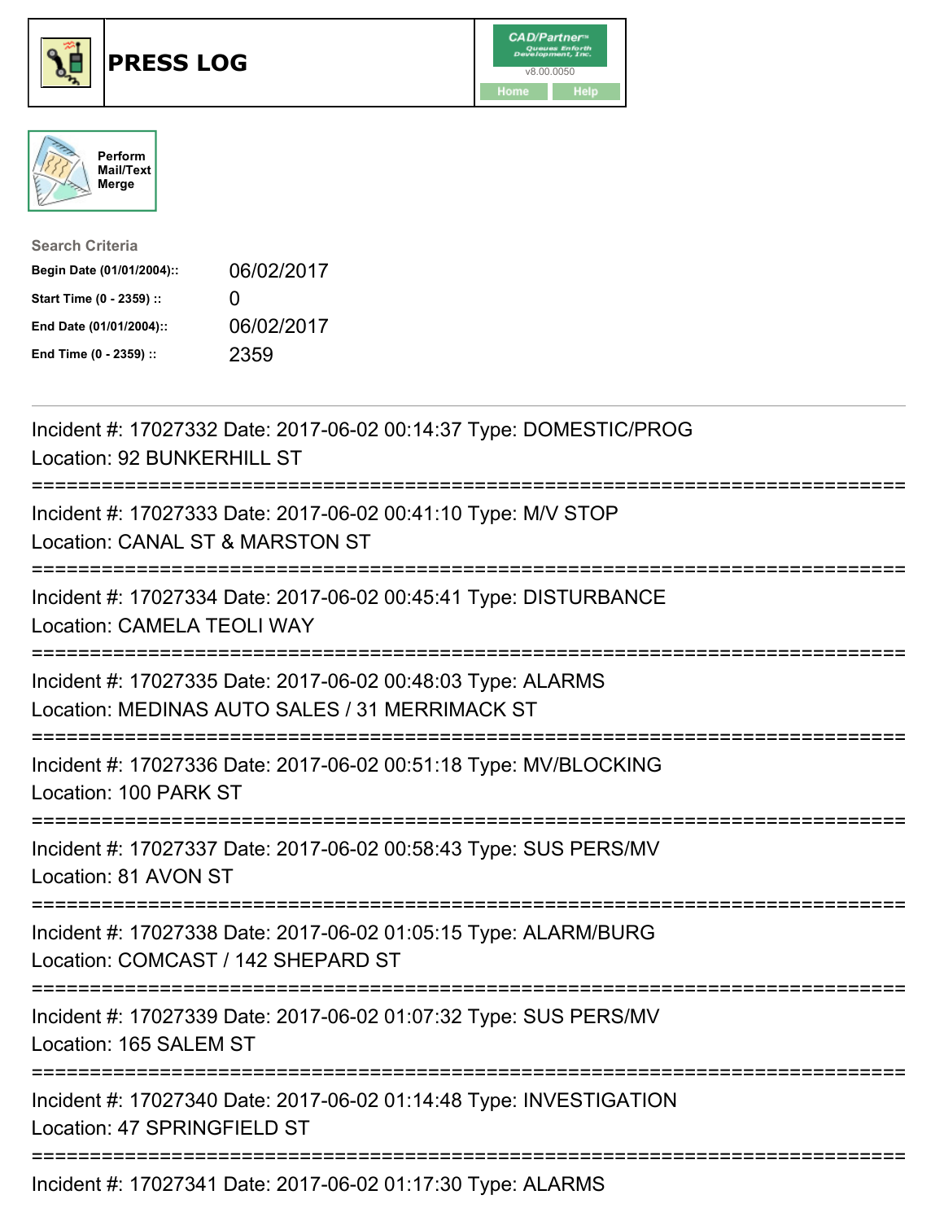# PRESS LOG

CAD/Partner
v8.00.0050
Home Help

Perform Mail/Text Merge

**Search Criteria**

| | |
|---|---|
| **Begin Date (01/01/2004)::** | 06/02/2017 |
| **Start Time (0 - 2359) ::** | 0 |
| **End Date (01/01/2004)::** | 06/02/2017 |
| **End Time (0 - 2359) ::** | 2359 |

---

Incident #: 17027332 Date: 2017-06-02 00:14:37 Type: DOMESTIC/PROG
Location: 92 BUNKERHILL ST

===========================================================================

Incident #: 17027333 Date: 2017-06-02 00:41:10 Type: M/V STOP
Location: CANAL ST & MARSTON ST

===========================================================================

Incident #: 17027334 Date: 2017-06-02 00:45:41 Type: DISTURBANCE
Location: CAMELA TEOLI WAY

===========================================================================

Incident #: 17027335 Date: 2017-06-02 00:48:03 Type: ALARMS
Location: MEDINAS AUTO SALES / 31 MERRIMACK ST

===========================================================================

Incident #: 17027336 Date: 2017-06-02 00:51:18 Type: MV/BLOCKING
Location: 100 PARK ST

===========================================================================

Incident #: 17027337 Date: 2017-06-02 00:58:43 Type: SUS PERS/MV
Location: 81 AVON ST

===========================================================================

Incident #: 17027338 Date: 2017-06-02 01:05:15 Type: ALARM/BURG
Location: COMCAST / 142 SHEPARD ST

===========================================================================

Incident #: 17027339 Date: 2017-06-02 01:07:32 Type: SUS PERS/MV
Location: 165 SALEM ST

===========================================================================

Incident #: 17027340 Date: 2017-06-02 01:14:48 Type: INVESTIGATION
Location: 47 SPRINGFIELD ST

===========================================================================

Incident #: 17027341 Date: 2017-06-02 01:17:30 Type: ALARMS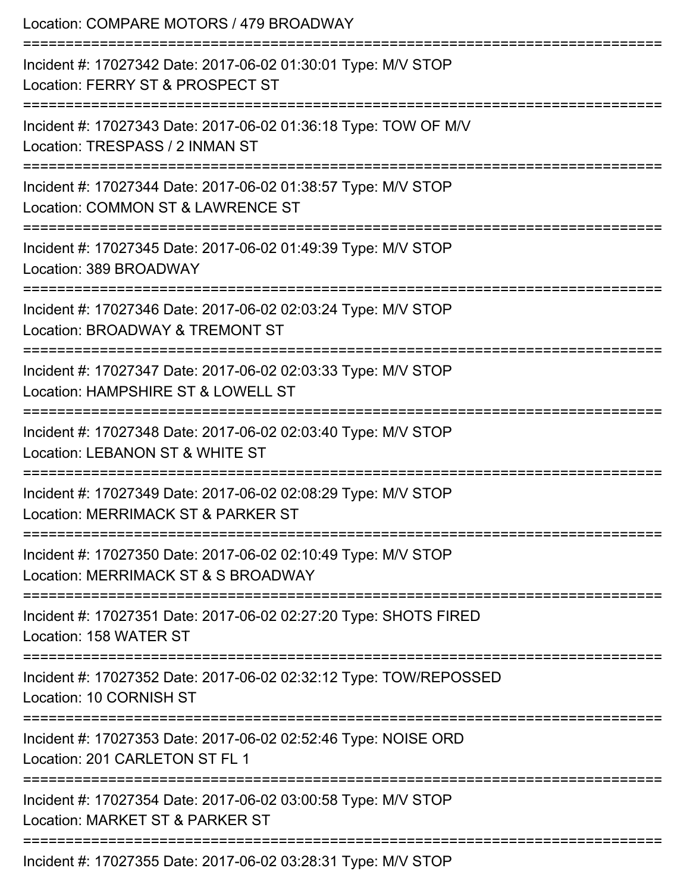Location: COMPARE MOTORS / 479 BROADWAY

===========================================================================

Incident #: 17027342 Date: 2017-06-02 01:30:01 Type: M/V STOP
Location: FERRY ST & PROSPECT ST

===========================================================================

Incident #: 17027343 Date: 2017-06-02 01:36:18 Type: TOW OF M/V
Location: TRESPASS / 2 INMAN ST

===========================================================================

Incident #: 17027344 Date: 2017-06-02 01:38:57 Type: M/V STOP
Location: COMMON ST & LAWRENCE ST

===========================================================================

Incident #: 17027345 Date: 2017-06-02 01:49:39 Type: M/V STOP
Location: 389 BROADWAY

===========================================================================

Incident #: 17027346 Date: 2017-06-02 02:03:24 Type: M/V STOP
Location: BROADWAY & TREMONT ST

===========================================================================

Incident #: 17027347 Date: 2017-06-02 02:03:33 Type: M/V STOP
Location: HAMPSHIRE ST & LOWELL ST

===========================================================================

Incident #: 17027348 Date: 2017-06-02 02:03:40 Type: M/V STOP
Location: LEBANON ST & WHITE ST

===========================================================================

Incident #: 17027349 Date: 2017-06-02 02:08:29 Type: M/V STOP
Location: MERRIMACK ST & PARKER ST

===========================================================================

Incident #: 17027350 Date: 2017-06-02 02:10:49 Type: M/V STOP
Location: MERRIMACK ST & S BROADWAY

===========================================================================

Incident #: 17027351 Date: 2017-06-02 02:27:20 Type: SHOTS FIRED
Location: 158 WATER ST

===========================================================================

Incident #: 17027352 Date: 2017-06-02 02:32:12 Type: TOW/REPOSSED
Location: 10 CORNISH ST

===========================================================================

Incident #: 17027353 Date: 2017-06-02 02:52:46 Type: NOISE ORD
Location: 201 CARLETON ST FL 1

===========================================================================

Incident #: 17027354 Date: 2017-06-02 03:00:58 Type: M/V STOP
Location: MARKET ST & PARKER ST

===========================================================================

Incident #: 17027355 Date: 2017-06-02 03:28:31 Type: M/V STOP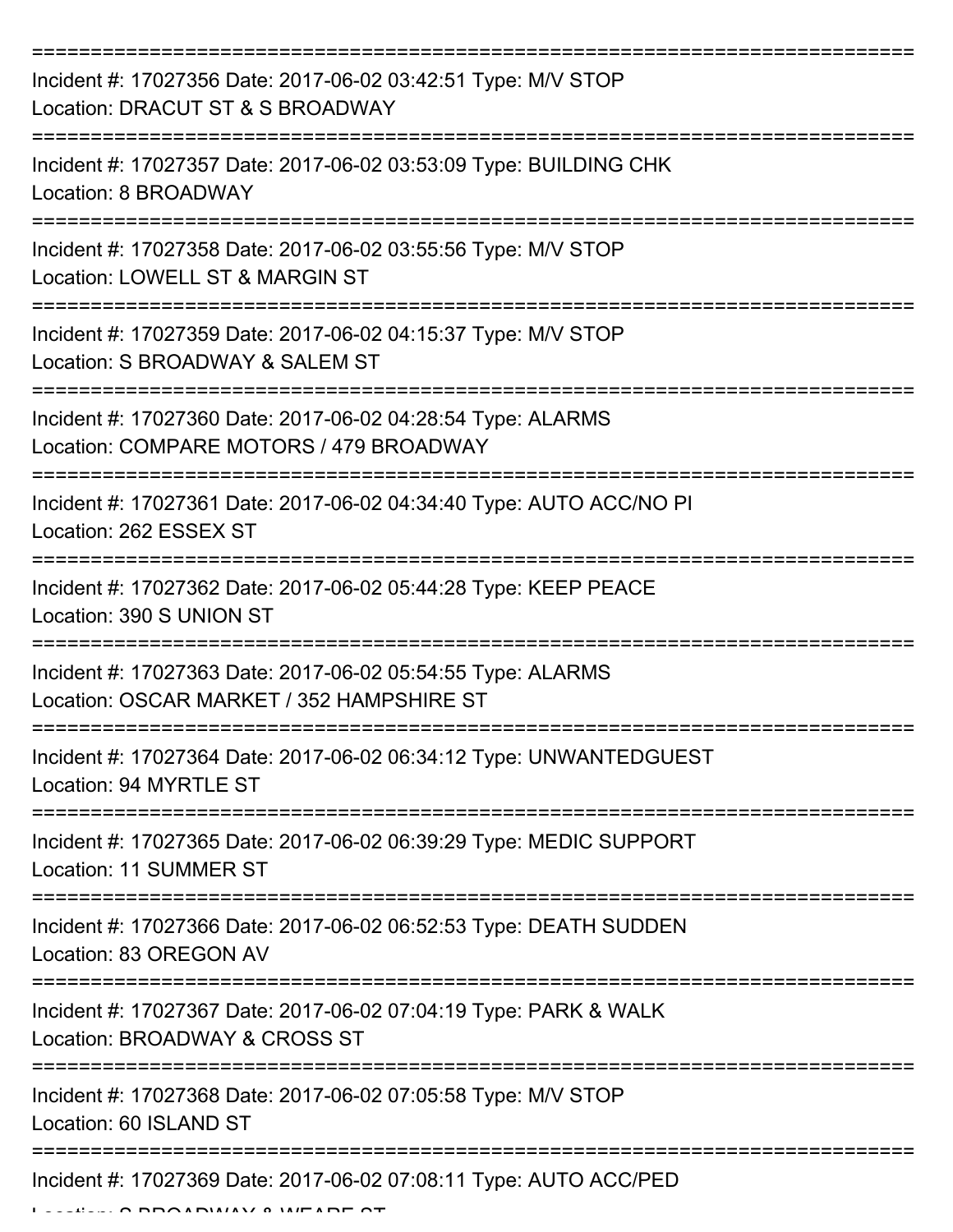===========================================================================

Incident #: 17027356 Date: 2017-06-02 03:42:51 Type: M/V STOP
Location: DRACUT ST & S BROADWAY

===========================================================================

Incident #: 17027357 Date: 2017-06-02 03:53:09 Type: BUILDING CHK
Location: 8 BROADWAY

===========================================================================

Incident #: 17027358 Date: 2017-06-02 03:55:56 Type: M/V STOP
Location: LOWELL ST & MARGIN ST

===========================================================================

Incident #: 17027359 Date: 2017-06-02 04:15:37 Type: M/V STOP
Location: S BROADWAY & SALEM ST

===========================================================================

Incident #: 17027360 Date: 2017-06-02 04:28:54 Type: ALARMS
Location: COMPARE MOTORS / 479 BROADWAY

===========================================================================

Incident #: 17027361 Date: 2017-06-02 04:34:40 Type: AUTO ACC/NO PI
Location: 262 ESSEX ST

===========================================================================

Incident #: 17027362 Date: 2017-06-02 05:44:28 Type: KEEP PEACE
Location: 390 S UNION ST

===========================================================================

Incident #: 17027363 Date: 2017-06-02 05:54:55 Type: ALARMS
Location: OSCAR MARKET / 352 HAMPSHIRE ST

===========================================================================

Incident #: 17027364 Date: 2017-06-02 06:34:12 Type: UNWANTEDGUEST
Location: 94 MYRTLE ST

===========================================================================

Incident #: 17027365 Date: 2017-06-02 06:39:29 Type: MEDIC SUPPORT
Location: 11 SUMMER ST

===========================================================================

Incident #: 17027366 Date: 2017-06-02 06:52:53 Type: DEATH SUDDEN
Location: 83 OREGON AV

===========================================================================

Incident #: 17027367 Date: 2017-06-02 07:04:19 Type: PARK & WALK
Location: BROADWAY & CROSS ST

===========================================================================

Incident #: 17027368 Date: 2017-06-02 07:05:58 Type: M/V STOP
Location: 60 ISLAND ST

===========================================================================

Incident #: 17027369 Date: 2017-06-02 07:08:11 Type: AUTO ACC/PED
Location: S BROADWAY & WEARE ST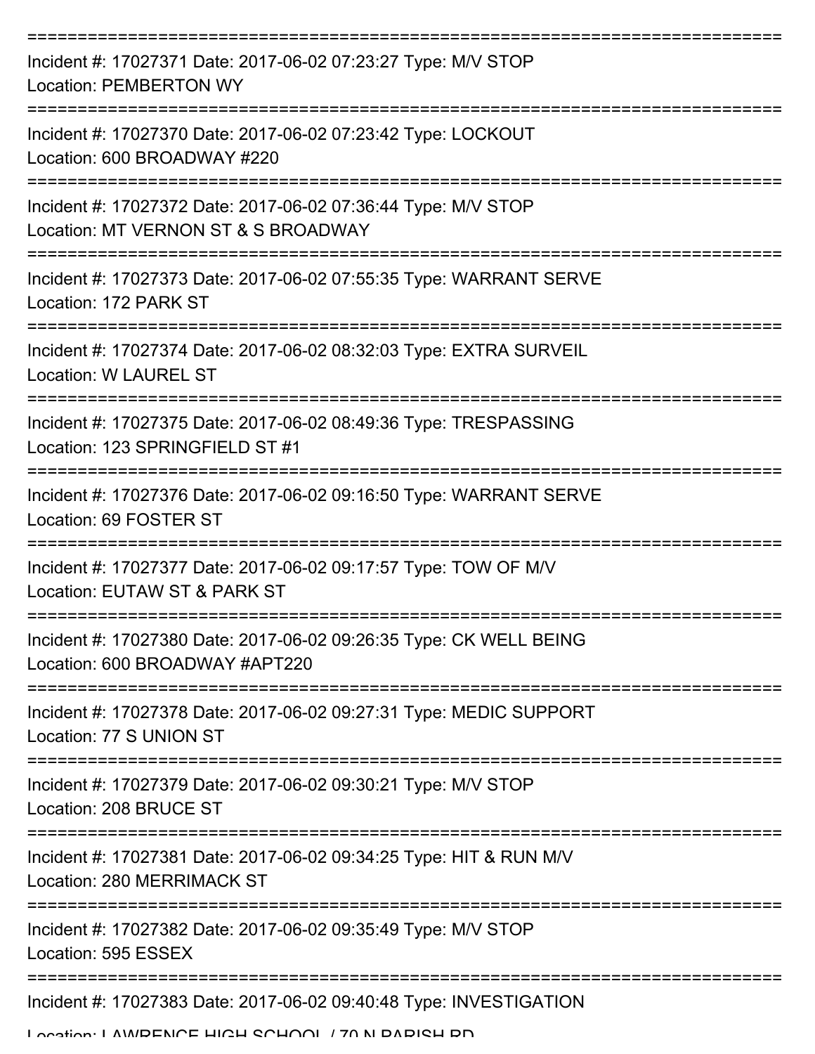===========================================================================
Incident #: 17027371 Date: 2017-06-02 07:23:27 Type: M/V STOP
Location: PEMBERTON WY
===========================================================================
Incident #: 17027370 Date: 2017-06-02 07:23:42 Type: LOCKOUT
Location: 600 BROADWAY #220
===========================================================================
Incident #: 17027372 Date: 2017-06-02 07:36:44 Type: M/V STOP
Location: MT VERNON ST & S BROADWAY
===========================================================================
Incident #: 17027373 Date: 2017-06-02 07:55:35 Type: WARRANT SERVE
Location: 172 PARK ST
===========================================================================
Incident #: 17027374 Date: 2017-06-02 08:32:03 Type: EXTRA SURVEIL
Location: W LAUREL ST
===========================================================================
Incident #: 17027375 Date: 2017-06-02 08:49:36 Type: TRESPASSING
Location: 123 SPRINGFIELD ST #1
===========================================================================
Incident #: 17027376 Date: 2017-06-02 09:16:50 Type: WARRANT SERVE
Location: 69 FOSTER ST
===========================================================================
Incident #: 17027377 Date: 2017-06-02 09:17:57 Type: TOW OF M/V
Location: EUTAW ST & PARK ST
===========================================================================
Incident #: 17027380 Date: 2017-06-02 09:26:35 Type: CK WELL BEING
Location: 600 BROADWAY #APT220
===========================================================================
Incident #: 17027378 Date: 2017-06-02 09:27:31 Type: MEDIC SUPPORT
Location: 77 S UNION ST
===========================================================================
Incident #: 17027379 Date: 2017-06-02 09:30:21 Type: M/V STOP
Location: 208 BRUCE ST
===========================================================================
Incident #: 17027381 Date: 2017-06-02 09:34:25 Type: HIT & RUN M/V
Location: 280 MERRIMACK ST
===========================================================================
Incident #: 17027382 Date: 2017-06-02 09:35:49 Type: M/V STOP
Location: 595 ESSEX
===========================================================================
Incident #: 17027383 Date: 2017-06-02 09:40:48 Type: INVESTIGATION
Location: LAWRENCE HIGH SCHOOL / 70 N PARISH RD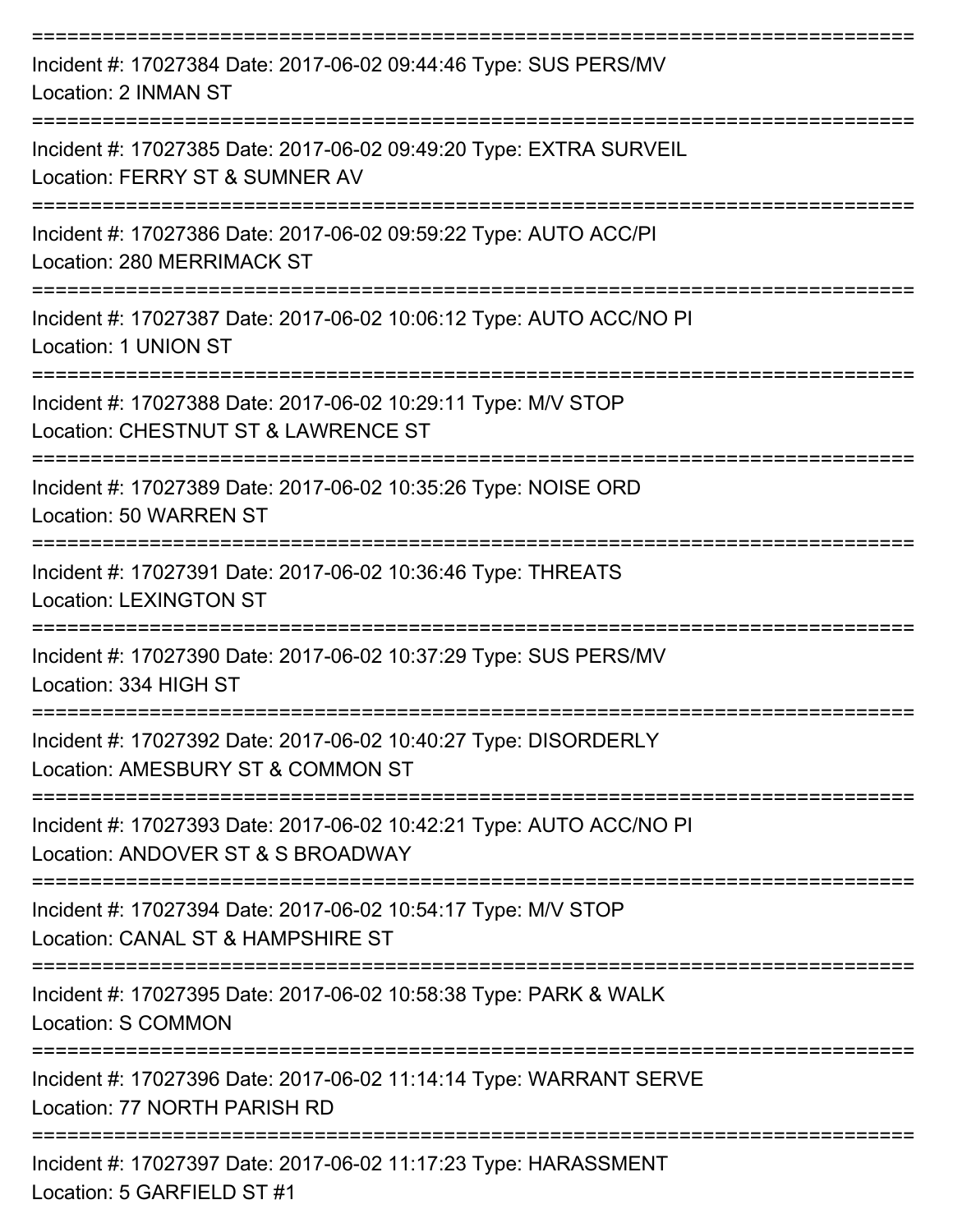===========================================================================

Incident #: 17027384 Date: 2017-06-02 09:44:46 Type: SUS PERS/MV
Location: 2 INMAN ST

===========================================================================

Incident #: 17027385 Date: 2017-06-02 09:49:20 Type: EXTRA SURVEIL
Location: FERRY ST & SUMNER AV

===========================================================================

Incident #: 17027386 Date: 2017-06-02 09:59:22 Type: AUTO ACC/PI
Location: 280 MERRIMACK ST

===========================================================================

Incident #: 17027387 Date: 2017-06-02 10:06:12 Type: AUTO ACC/NO PI
Location: 1 UNION ST

===========================================================================

Incident #: 17027388 Date: 2017-06-02 10:29:11 Type: M/V STOP
Location: CHESTNUT ST & LAWRENCE ST

===========================================================================

Incident #: 17027389 Date: 2017-06-02 10:35:26 Type: NOISE ORD
Location: 50 WARREN ST

===========================================================================

Incident #: 17027391 Date: 2017-06-02 10:36:46 Type: THREATS
Location: LEXINGTON ST

===========================================================================

Incident #: 17027390 Date: 2017-06-02 10:37:29 Type: SUS PERS/MV
Location: 334 HIGH ST

===========================================================================

Incident #: 17027392 Date: 2017-06-02 10:40:27 Type: DISORDERLY
Location: AMESBURY ST & COMMON ST

===========================================================================

Incident #: 17027393 Date: 2017-06-02 10:42:21 Type: AUTO ACC/NO PI
Location: ANDOVER ST & S BROADWAY

===========================================================================

Incident #: 17027394 Date: 2017-06-02 10:54:17 Type: M/V STOP
Location: CANAL ST & HAMPSHIRE ST

===========================================================================

Incident #: 17027395 Date: 2017-06-02 10:58:38 Type: PARK & WALK
Location: S COMMON

===========================================================================

Incident #: 17027396 Date: 2017-06-02 11:14:14 Type: WARRANT SERVE
Location: 77 NORTH PARISH RD

===========================================================================

Incident #: 17027397 Date: 2017-06-02 11:17:23 Type: HARASSMENT
Location: 5 GARFIELD ST #1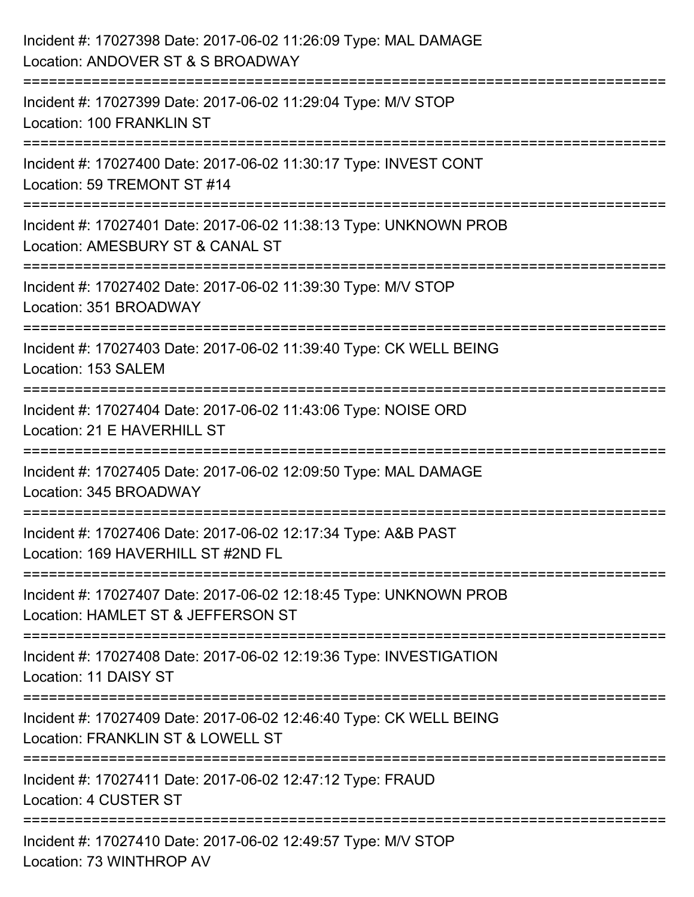Incident #: 17027398 Date: 2017-06-02 11:26:09 Type: MAL DAMAGE
Location: ANDOVER ST & S BROADWAY

===========================================================================

Incident #: 17027399 Date: 2017-06-02 11:29:04 Type: M/V STOP
Location: 100 FRANKLIN ST

===========================================================================

Incident #: 17027400 Date: 2017-06-02 11:30:17 Type: INVEST CONT
Location: 59 TREMONT ST #14

===========================================================================

Incident #: 17027401 Date: 2017-06-02 11:38:13 Type: UNKNOWN PROB
Location: AMESBURY ST & CANAL ST

===========================================================================

Incident #: 17027402 Date: 2017-06-02 11:39:30 Type: M/V STOP
Location: 351 BROADWAY

===========================================================================

Incident #: 17027403 Date: 2017-06-02 11:39:40 Type: CK WELL BEING
Location: 153 SALEM

===========================================================================

Incident #: 17027404 Date: 2017-06-02 11:43:06 Type: NOISE ORD
Location: 21 E HAVERHILL ST

===========================================================================

Incident #: 17027405 Date: 2017-06-02 12:09:50 Type: MAL DAMAGE
Location: 345 BROADWAY

===========================================================================

Incident #: 17027406 Date: 2017-06-02 12:17:34 Type: A&B PAST
Location: 169 HAVERHILL ST #2ND FL

===========================================================================

Incident #: 17027407 Date: 2017-06-02 12:18:45 Type: UNKNOWN PROB
Location: HAMLET ST & JEFFERSON ST

===========================================================================

Incident #: 17027408 Date: 2017-06-02 12:19:36 Type: INVESTIGATION
Location: 11 DAISY ST

===========================================================================

Incident #: 17027409 Date: 2017-06-02 12:46:40 Type: CK WELL BEING
Location: FRANKLIN ST & LOWELL ST

===========================================================================

Incident #: 17027411 Date: 2017-06-02 12:47:12 Type: FRAUD
Location: 4 CUSTER ST

===========================================================================

Incident #: 17027410 Date: 2017-06-02 12:49:57 Type: M/V STOP
Location: 73 WINTHROP AV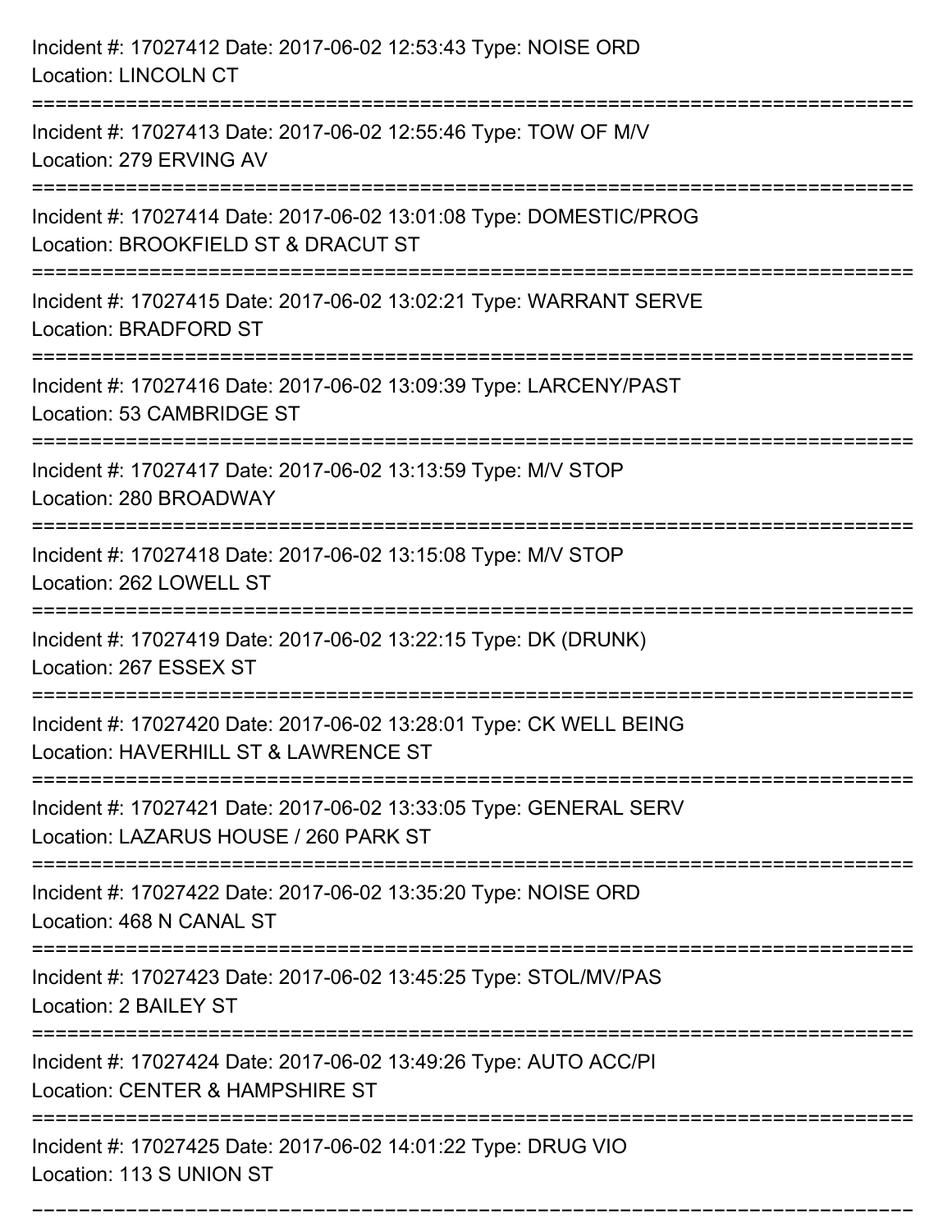Incident #: 17027412 Date: 2017-06-02 12:53:43 Type: NOISE ORD
Location: LINCOLN CT

===========================================================================

Incident #: 17027413 Date: 2017-06-02 12:55:46 Type: TOW OF M/V
Location: 279 ERVING AV

===========================================================================

Incident #: 17027414 Date: 2017-06-02 13:01:08 Type: DOMESTIC/PROG
Location: BROOKFIELD ST & DRACUT ST

===========================================================================

Incident #: 17027415 Date: 2017-06-02 13:02:21 Type: WARRANT SERVE
Location: BRADFORD ST

===========================================================================

Incident #: 17027416 Date: 2017-06-02 13:09:39 Type: LARCENY/PAST
Location: 53 CAMBRIDGE ST

===========================================================================

Incident #: 17027417 Date: 2017-06-02 13:13:59 Type: M/V STOP
Location: 280 BROADWAY

===========================================================================

Incident #: 17027418 Date: 2017-06-02 13:15:08 Type: M/V STOP
Location: 262 LOWELL ST

===========================================================================

Incident #: 17027419 Date: 2017-06-02 13:22:15 Type: DK (DRUNK)
Location: 267 ESSEX ST

===========================================================================

Incident #: 17027420 Date: 2017-06-02 13:28:01 Type: CK WELL BEING
Location: HAVERHILL ST & LAWRENCE ST

===========================================================================

Incident #: 17027421 Date: 2017-06-02 13:33:05 Type: GENERAL SERV
Location: LAZARUS HOUSE / 260 PARK ST

===========================================================================

Incident #: 17027422 Date: 2017-06-02 13:35:20 Type: NOISE ORD
Location: 468 N CANAL ST

===========================================================================

Incident #: 17027423 Date: 2017-06-02 13:45:25 Type: STOL/MV/PAS
Location: 2 BAILEY ST

===========================================================================

Incident #: 17027424 Date: 2017-06-02 13:49:26 Type: AUTO ACC/PI
Location: CENTER & HAMPSHIRE ST

===========================================================================

Incident #: 17027425 Date: 2017-06-02 14:01:22 Type: DRUG VIO
Location: 113 S UNION ST

===========================================================================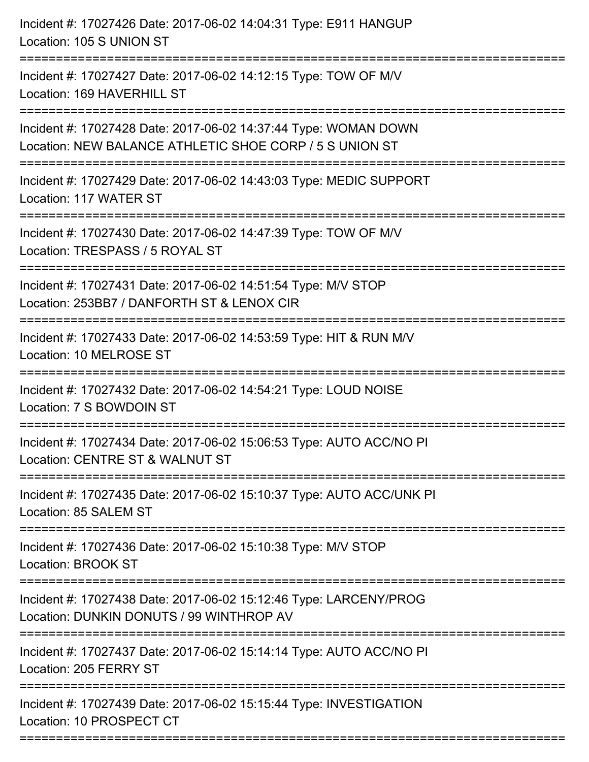Incident #: 17027426 Date: 2017-06-02 14:04:31 Type: E911 HANGUP
Location: 105 S UNION ST

===========================================================================

Incident #: 17027427 Date: 2017-06-02 14:12:15 Type: TOW OF M/V
Location: 169 HAVERHILL ST

===========================================================================

Incident #: 17027428 Date: 2017-06-02 14:37:44 Type: WOMAN DOWN
Location: NEW BALANCE ATHLETIC SHOE CORP / 5 S UNION ST

===========================================================================

Incident #: 17027429 Date: 2017-06-02 14:43:03 Type: MEDIC SUPPORT
Location: 117 WATER ST

===========================================================================

Incident #: 17027430 Date: 2017-06-02 14:47:39 Type: TOW OF M/V
Location: TRESPASS / 5 ROYAL ST

===========================================================================

Incident #: 17027431 Date: 2017-06-02 14:51:54 Type: M/V STOP
Location: 253BB7 / DANFORTH ST & LENOX CIR

===========================================================================

Incident #: 17027433 Date: 2017-06-02 14:53:59 Type: HIT & RUN M/V
Location: 10 MELROSE ST

===========================================================================

Incident #: 17027432 Date: 2017-06-02 14:54:21 Type: LOUD NOISE
Location: 7 S BOWDOIN ST

===========================================================================

Incident #: 17027434 Date: 2017-06-02 15:06:53 Type: AUTO ACC/NO PI
Location: CENTRE ST & WALNUT ST

===========================================================================

Incident #: 17027435 Date: 2017-06-02 15:10:37 Type: AUTO ACC/UNK PI
Location: 85 SALEM ST

===========================================================================

Incident #: 17027436 Date: 2017-06-02 15:10:38 Type: M/V STOP
Location: BROOK ST

===========================================================================

Incident #: 17027438 Date: 2017-06-02 15:12:46 Type: LARCENY/PROG
Location: DUNKIN DONUTS / 99 WINTHROP AV

===========================================================================

Incident #: 17027437 Date: 2017-06-02 15:14:14 Type: AUTO ACC/NO PI
Location: 205 FERRY ST

===========================================================================

Incident #: 17027439 Date: 2017-06-02 15:15:44 Type: INVESTIGATION
Location: 10 PROSPECT CT

===========================================================================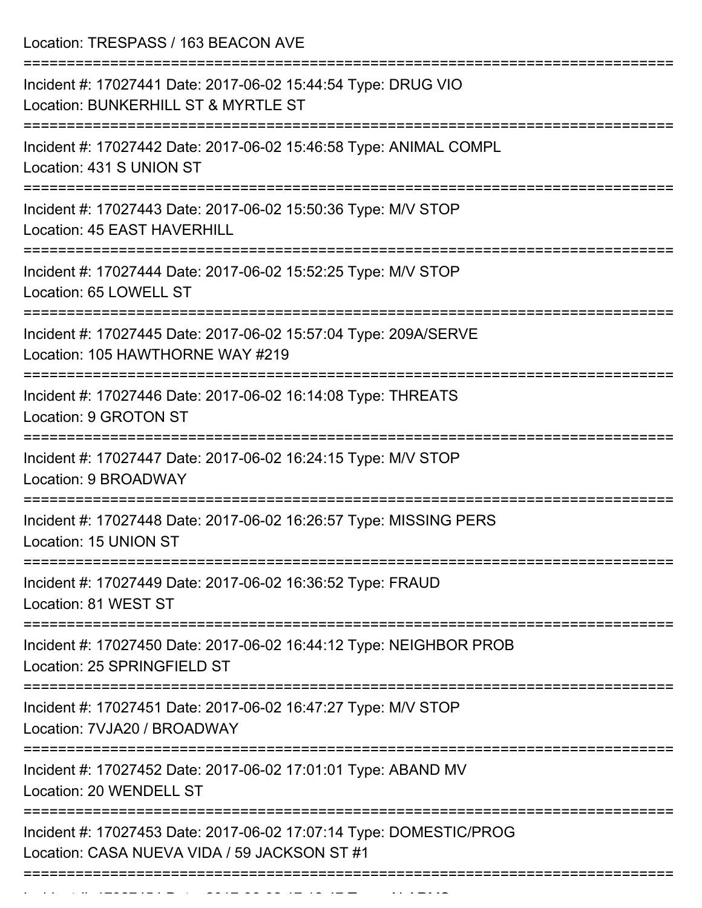Location: TRESPASS / 163 BEACON AVE

===========================================================================

Incident #: 17027441 Date: 2017-06-02 15:44:54 Type: DRUG VIO

Location: BUNKERHILL ST & MYRTLE ST

===========================================================================

Incident #: 17027442 Date: 2017-06-02 15:46:58 Type: ANIMAL COMPL

Location: 431 S UNION ST

===========================================================================

Incident #: 17027443 Date: 2017-06-02 15:50:36 Type: M/V STOP

Location: 45 EAST HAVERHILL

===========================================================================

Incident #: 17027444 Date: 2017-06-02 15:52:25 Type: M/V STOP

Location: 65 LOWELL ST

===========================================================================

Incident #: 17027445 Date: 2017-06-02 15:57:04 Type: 209A/SERVE

Location: 105 HAWTHORNE WAY #219

===========================================================================

Incident #: 17027446 Date: 2017-06-02 16:14:08 Type: THREATS

Location: 9 GROTON ST

===========================================================================

Incident #: 17027447 Date: 2017-06-02 16:24:15 Type: M/V STOP

Location: 9 BROADWAY

===========================================================================

Incident #: 17027448 Date: 2017-06-02 16:26:57 Type: MISSING PERS

Location: 15 UNION ST

===========================================================================

Incident #: 17027449 Date: 2017-06-02 16:36:52 Type: FRAUD

Location: 81 WEST ST

===========================================================================

Incident #: 17027450 Date: 2017-06-02 16:44:12 Type: NEIGHBOR PROB

Location: 25 SPRINGFIELD ST

===========================================================================

Incident #: 17027451 Date: 2017-06-02 16:47:27 Type: M/V STOP

Location: 7VJA20 / BROADWAY

===========================================================================

Incident #: 17027452 Date: 2017-06-02 17:01:01 Type: ABAND MV

Location: 20 WENDELL ST

===========================================================================

Incident #: 17027453 Date: 2017-06-02 17:07:14 Type: DOMESTIC/PROG

Location: CASA NUEVA VIDA / 59 JACKSON ST #1

===========================================================================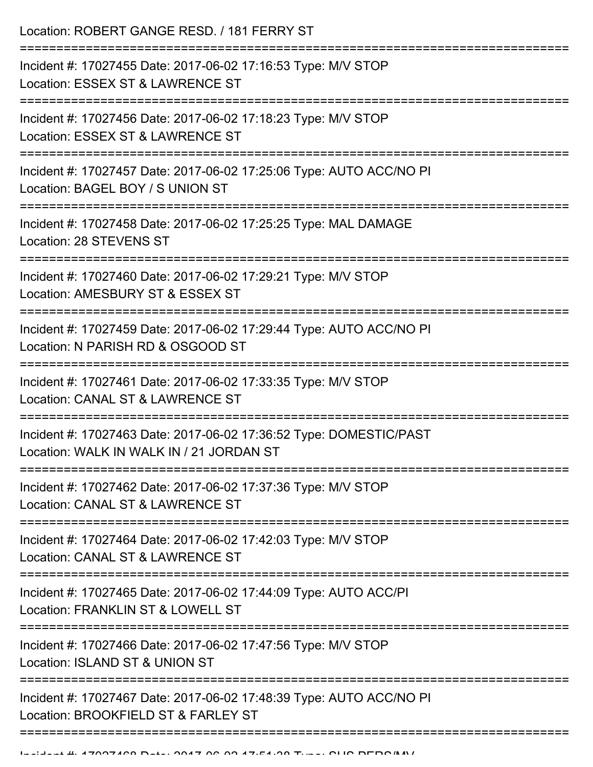Location: ROBERT GANGE RESD. / 181 FERRY ST

===========================================================================

Incident #: 17027455 Date: 2017-06-02 17:16:53 Type: M/V STOP
Location: ESSEX ST & LAWRENCE ST

===========================================================================

Incident #: 17027456 Date: 2017-06-02 17:18:23 Type: M/V STOP
Location: ESSEX ST & LAWRENCE ST

===========================================================================

Incident #: 17027457 Date: 2017-06-02 17:25:06 Type: AUTO ACC/NO PI
Location: BAGEL BOY / S UNION ST

===========================================================================

Incident #: 17027458 Date: 2017-06-02 17:25:25 Type: MAL DAMAGE
Location: 28 STEVENS ST

===========================================================================

Incident #: 17027460 Date: 2017-06-02 17:29:21 Type: M/V STOP
Location: AMESBURY ST & ESSEX ST

===========================================================================

Incident #: 17027459 Date: 2017-06-02 17:29:44 Type: AUTO ACC/NO PI
Location: N PARISH RD & OSGOOD ST

===========================================================================

Incident #: 17027461 Date: 2017-06-02 17:33:35 Type: M/V STOP
Location: CANAL ST & LAWRENCE ST

===========================================================================

Incident #: 17027463 Date: 2017-06-02 17:36:52 Type: DOMESTIC/PAST
Location: WALK IN WALK IN / 21 JORDAN ST

===========================================================================

Incident #: 17027462 Date: 2017-06-02 17:37:36 Type: M/V STOP
Location: CANAL ST & LAWRENCE ST

===========================================================================

Incident #: 17027464 Date: 2017-06-02 17:42:03 Type: M/V STOP
Location: CANAL ST & LAWRENCE ST

===========================================================================

Incident #: 17027465 Date: 2017-06-02 17:44:09 Type: AUTO ACC/PI
Location: FRANKLIN ST & LOWELL ST

===========================================================================

Incident #: 17027466 Date: 2017-06-02 17:47:56 Type: M/V STOP
Location: ISLAND ST & UNION ST

===========================================================================

Incident #: 17027467 Date: 2017-06-02 17:48:39 Type: AUTO ACC/NO PI
Location: BROOKFIELD ST & FARLEY ST

===========================================================================

Incident #: 17027468 Date: 2017-06-02 17:51:38 Type: SUS PERS/MV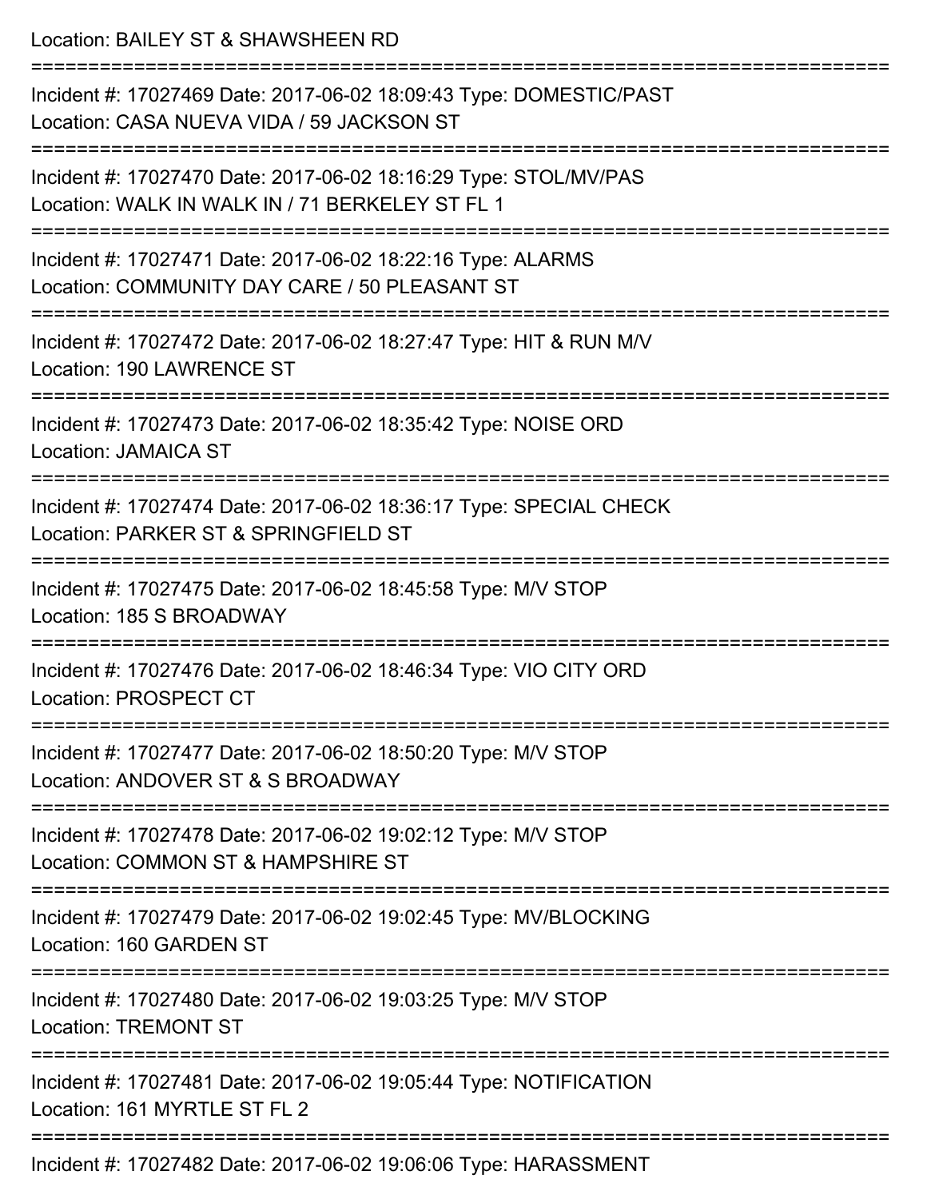Location: BAILEY ST & SHAWSHEEN RD

===========================================================================

Incident #: 17027469 Date: 2017-06-02 18:09:43 Type: DOMESTIC/PAST

Location: CASA NUEVA VIDA / 59 JACKSON ST

===========================================================================

Incident #: 17027470 Date: 2017-06-02 18:16:29 Type: STOL/MV/PAS

Location: WALK IN WALK IN / 71 BERKELEY ST FL 1

===========================================================================

Incident #: 17027471 Date: 2017-06-02 18:22:16 Type: ALARMS

Location: COMMUNITY DAY CARE / 50 PLEASANT ST

===========================================================================

Incident #: 17027472 Date: 2017-06-02 18:27:47 Type: HIT & RUN M/V

Location: 190 LAWRENCE ST

===========================================================================

Incident #: 17027473 Date: 2017-06-02 18:35:42 Type: NOISE ORD

Location: JAMAICA ST

===========================================================================

Incident #: 17027474 Date: 2017-06-02 18:36:17 Type: SPECIAL CHECK

Location: PARKER ST & SPRINGFIELD ST

===========================================================================

Incident #: 17027475 Date: 2017-06-02 18:45:58 Type: M/V STOP

Location: 185 S BROADWAY

===========================================================================

Incident #: 17027476 Date: 2017-06-02 18:46:34 Type: VIO CITY ORD

Location: PROSPECT CT

===========================================================================

Incident #: 17027477 Date: 2017-06-02 18:50:20 Type: M/V STOP

Location: ANDOVER ST & S BROADWAY

===========================================================================

Incident #: 17027478 Date: 2017-06-02 19:02:12 Type: M/V STOP

Location: COMMON ST & HAMPSHIRE ST

===========================================================================

Incident #: 17027479 Date: 2017-06-02 19:02:45 Type: MV/BLOCKING

Location: 160 GARDEN ST

===========================================================================

Incident #: 17027480 Date: 2017-06-02 19:03:25 Type: M/V STOP

Location: TREMONT ST

===========================================================================

Incident #: 17027481 Date: 2017-06-02 19:05:44 Type: NOTIFICATION

Location: 161 MYRTLE ST FL 2

===========================================================================

Incident #: 17027482 Date: 2017-06-02 19:06:06 Type: HARASSMENT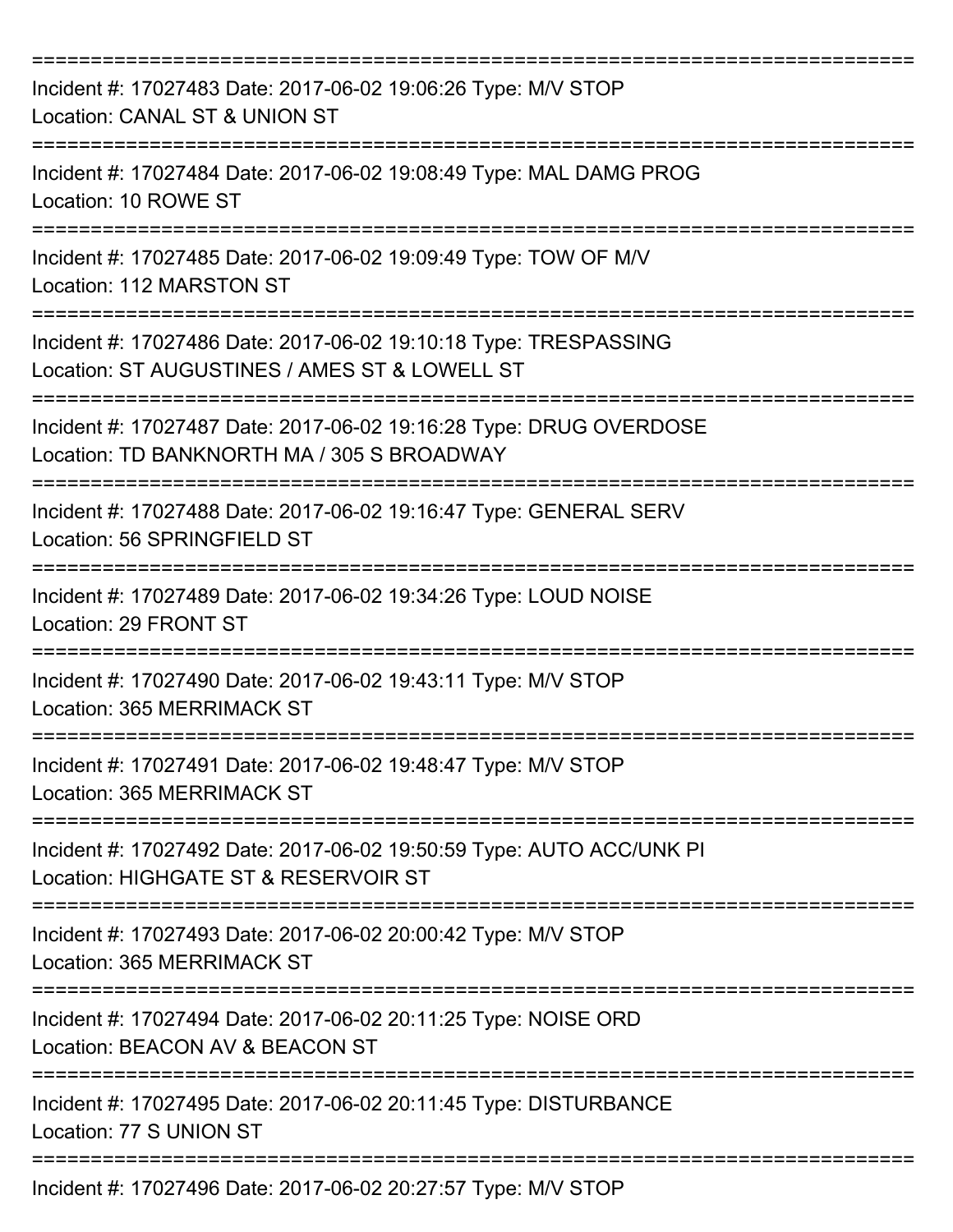===========================================================================

Incident #: 17027483 Date: 2017-06-02 19:06:26 Type: M/V STOP
Location: CANAL ST & UNION ST

===========================================================================

Incident #: 17027484 Date: 2017-06-02 19:08:49 Type: MAL DAMG PROG
Location: 10 ROWE ST

===========================================================================

Incident #: 17027485 Date: 2017-06-02 19:09:49 Type: TOW OF M/V
Location: 112 MARSTON ST

===========================================================================

Incident #: 17027486 Date: 2017-06-02 19:10:18 Type: TRESPASSING
Location: ST AUGUSTINES / AMES ST & LOWELL ST

===========================================================================

Incident #: 17027487 Date: 2017-06-02 19:16:28 Type: DRUG OVERDOSE
Location: TD BANKNORTH MA / 305 S BROADWAY

===========================================================================

Incident #: 17027488 Date: 2017-06-02 19:16:47 Type: GENERAL SERV
Location: 56 SPRINGFIELD ST

===========================================================================

Incident #: 17027489 Date: 2017-06-02 19:34:26 Type: LOUD NOISE
Location: 29 FRONT ST

===========================================================================

Incident #: 17027490 Date: 2017-06-02 19:43:11 Type: M/V STOP
Location: 365 MERRIMACK ST

===========================================================================

Incident #: 17027491 Date: 2017-06-02 19:48:47 Type: M/V STOP
Location: 365 MERRIMACK ST

===========================================================================

Incident #: 17027492 Date: 2017-06-02 19:50:59 Type: AUTO ACC/UNK PI
Location: HIGHGATE ST & RESERVOIR ST

===========================================================================

Incident #: 17027493 Date: 2017-06-02 20:00:42 Type: M/V STOP
Location: 365 MERRIMACK ST

===========================================================================

Incident #: 17027494 Date: 2017-06-02 20:11:25 Type: NOISE ORD
Location: BEACON AV & BEACON ST

===========================================================================

Incident #: 17027495 Date: 2017-06-02 20:11:45 Type: DISTURBANCE
Location: 77 S UNION ST

===========================================================================

Incident #: 17027496 Date: 2017-06-02 20:27:57 Type: M/V STOP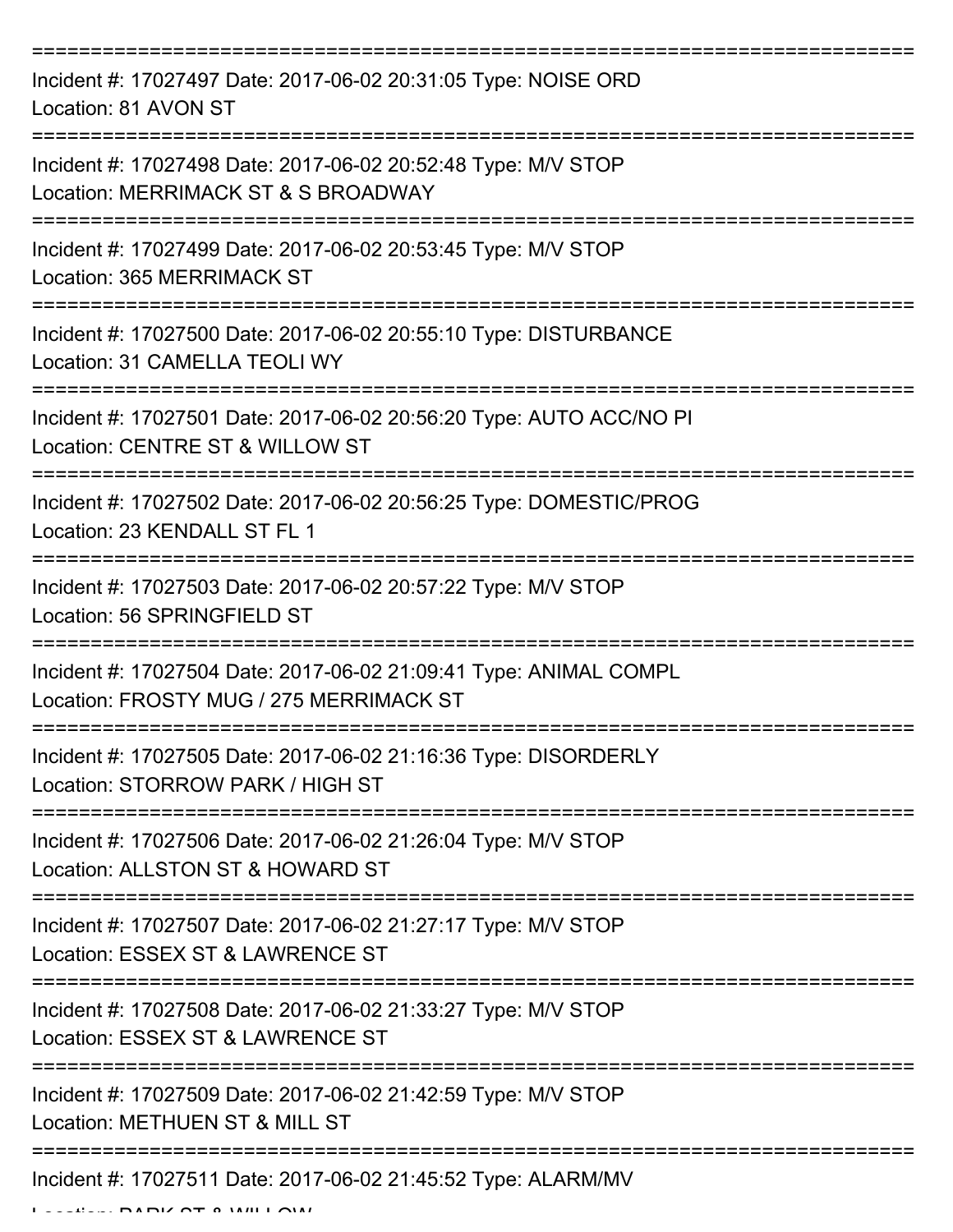Incident #: 17027497 Date: 2017-06-02 20:31:05 Type: NOISE ORD
Location: 81 AVON ST

Incident #: 17027498 Date: 2017-06-02 20:52:48 Type: M/V STOP
Location: MERRIMACK ST & S BROADWAY

Incident #: 17027499 Date: 2017-06-02 20:53:45 Type: M/V STOP
Location: 365 MERRIMACK ST

Incident #: 17027500 Date: 2017-06-02 20:55:10 Type: DISTURBANCE
Location: 31 CAMELLA TEOLI WY

Incident #: 17027501 Date: 2017-06-02 20:56:20 Type: AUTO ACC/NO PI
Location: CENTRE ST & WILLOW ST

Incident #: 17027502 Date: 2017-06-02 20:56:25 Type: DOMESTIC/PROG
Location: 23 KENDALL ST FL 1

Incident #: 17027503 Date: 2017-06-02 20:57:22 Type: M/V STOP
Location: 56 SPRINGFIELD ST

Incident #: 17027504 Date: 2017-06-02 21:09:41 Type: ANIMAL COMPL
Location: FROSTY MUG / 275 MERRIMACK ST

Incident #: 17027505 Date: 2017-06-02 21:16:36 Type: DISORDERLY
Location: STORROW PARK / HIGH ST

Incident #: 17027506 Date: 2017-06-02 21:26:04 Type: M/V STOP
Location: ALLSTON ST & HOWARD ST

Incident #: 17027507 Date: 2017-06-02 21:27:17 Type: M/V STOP
Location: ESSEX ST & LAWRENCE ST

Incident #: 17027508 Date: 2017-06-02 21:33:27 Type: M/V STOP
Location: ESSEX ST & LAWRENCE ST

Incident #: 17027509 Date: 2017-06-02 21:42:59 Type: M/V STOP
Location: METHUEN ST & MILL ST

Incident #: 17027511 Date: 2017-06-02 21:45:52 Type: ALARM/MV
Location: PARK ST & WILLOW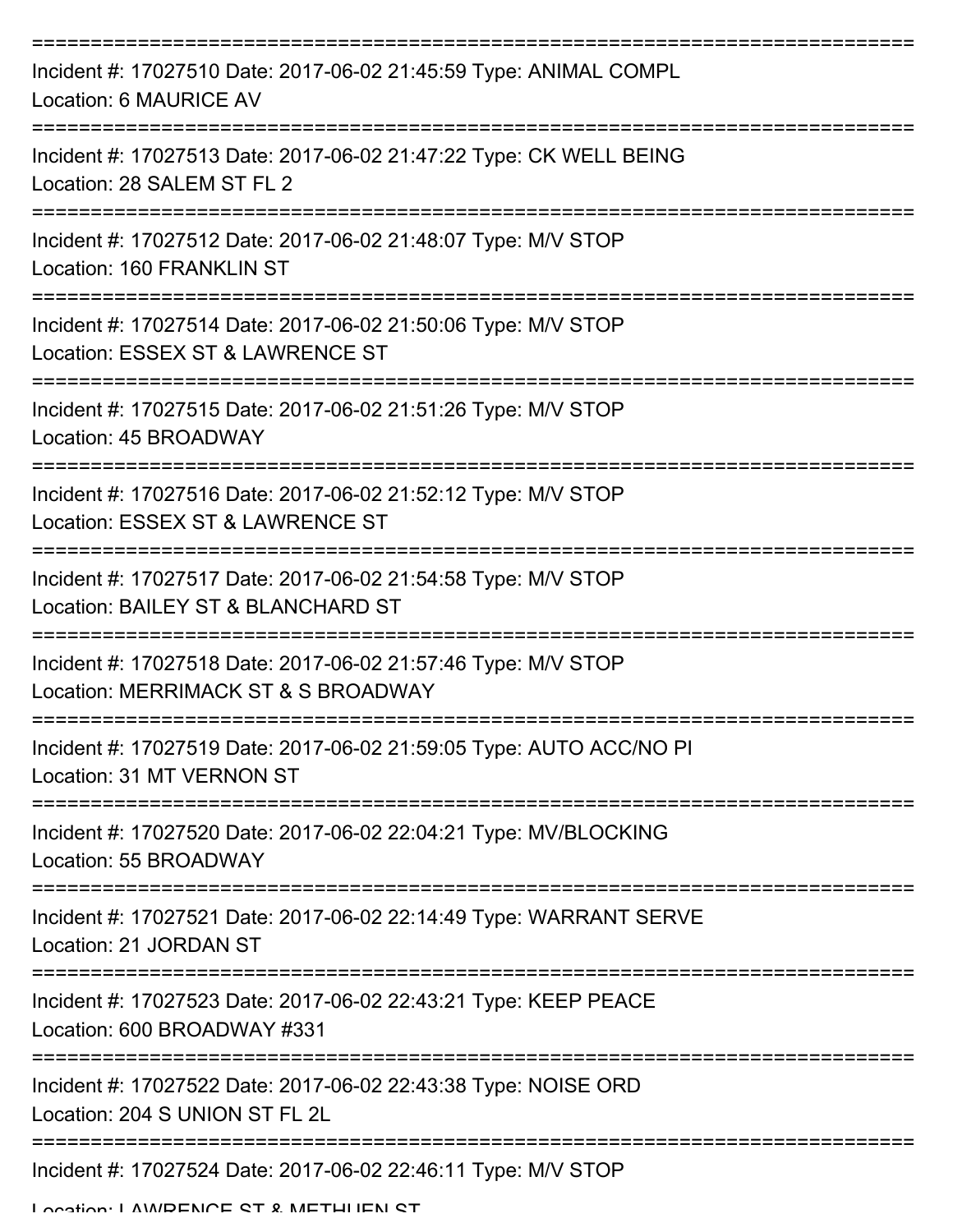===========================================================================

Incident #: 17027510 Date: 2017-06-02 21:45:59 Type: ANIMAL COMPL
Location: 6 MAURICE AV

===========================================================================

Incident #: 17027513 Date: 2017-06-02 21:47:22 Type: CK WELL BEING
Location: 28 SALEM ST FL 2

===========================================================================

Incident #: 17027512 Date: 2017-06-02 21:48:07 Type: M/V STOP
Location: 160 FRANKLIN ST

===========================================================================

Incident #: 17027514 Date: 2017-06-02 21:50:06 Type: M/V STOP
Location: ESSEX ST & LAWRENCE ST

===========================================================================

Incident #: 17027515 Date: 2017-06-02 21:51:26 Type: M/V STOP
Location: 45 BROADWAY

===========================================================================

Incident #: 17027516 Date: 2017-06-02 21:52:12 Type: M/V STOP
Location: ESSEX ST & LAWRENCE ST

===========================================================================

Incident #: 17027517 Date: 2017-06-02 21:54:58 Type: M/V STOP
Location: BAILEY ST & BLANCHARD ST

===========================================================================

Incident #: 17027518 Date: 2017-06-02 21:57:46 Type: M/V STOP
Location: MERRIMACK ST & S BROADWAY

===========================================================================

Incident #: 17027519 Date: 2017-06-02 21:59:05 Type: AUTO ACC/NO PI
Location: 31 MT VERNON ST

===========================================================================

Incident #: 17027520 Date: 2017-06-02 22:04:21 Type: MV/BLOCKING
Location: 55 BROADWAY

===========================================================================

Incident #: 17027521 Date: 2017-06-02 22:14:49 Type: WARRANT SERVE
Location: 21 JORDAN ST

===========================================================================

Incident #: 17027523 Date: 2017-06-02 22:43:21 Type: KEEP PEACE
Location: 600 BROADWAY #331

===========================================================================

Incident #: 17027522 Date: 2017-06-02 22:43:38 Type: NOISE ORD
Location: 204 S UNION ST FL 2L

===========================================================================

Incident #: 17027524 Date: 2017-06-02 22:46:11 Type: M/V STOP
Location: LAWRENCE ST & METHUEN ST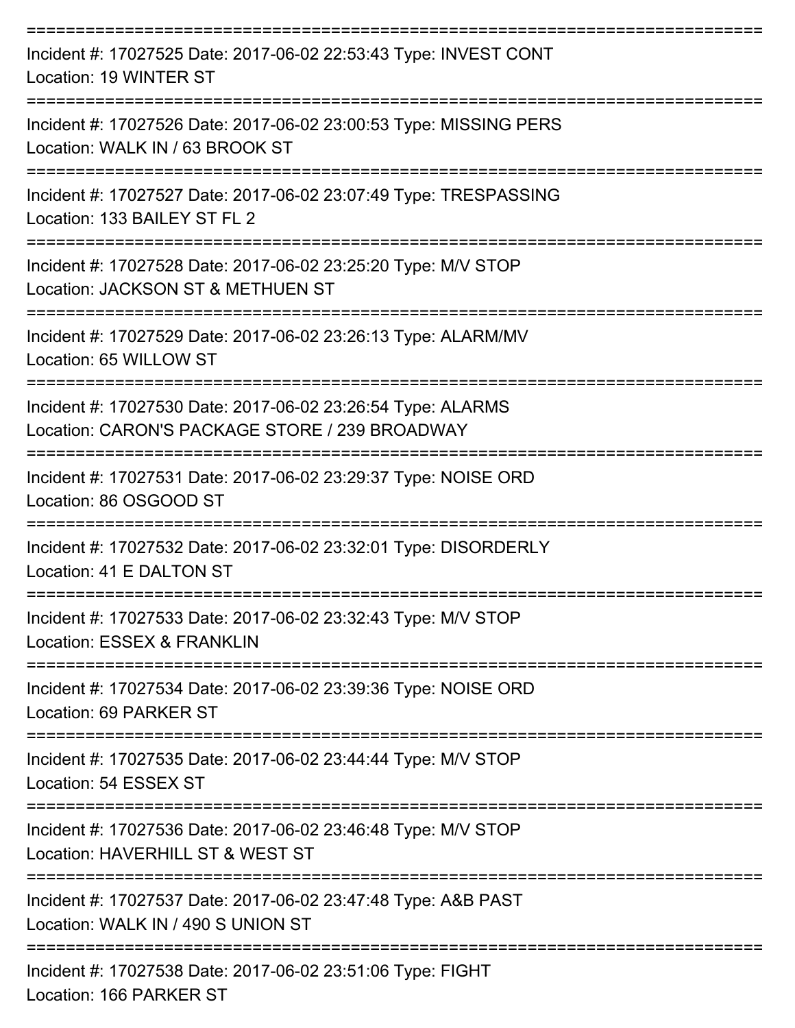===========================================================================

Incident #: 17027525 Date: 2017-06-02 22:53:43 Type: INVEST CONT
Location: 19 WINTER ST

===========================================================================

Incident #: 17027526 Date: 2017-06-02 23:00:53 Type: MISSING PERS
Location: WALK IN / 63 BROOK ST

===========================================================================

Incident #: 17027527 Date: 2017-06-02 23:07:49 Type: TRESPASSING
Location: 133 BAILEY ST FL 2

===========================================================================

Incident #: 17027528 Date: 2017-06-02 23:25:20 Type: M/V STOP
Location: JACKSON ST & METHUEN ST

===========================================================================

Incident #: 17027529 Date: 2017-06-02 23:26:13 Type: ALARM/MV
Location: 65 WILLOW ST

===========================================================================

Incident #: 17027530 Date: 2017-06-02 23:26:54 Type: ALARMS
Location: CARON'S PACKAGE STORE / 239 BROADWAY

===========================================================================

Incident #: 17027531 Date: 2017-06-02 23:29:37 Type: NOISE ORD
Location: 86 OSGOOD ST

===========================================================================

Incident #: 17027532 Date: 2017-06-02 23:32:01 Type: DISORDERLY
Location: 41 E DALTON ST

===========================================================================

Incident #: 17027533 Date: 2017-06-02 23:32:43 Type: M/V STOP
Location: ESSEX & FRANKLIN

===========================================================================

Incident #: 17027534 Date: 2017-06-02 23:39:36 Type: NOISE ORD
Location: 69 PARKER ST

===========================================================================

Incident #: 17027535 Date: 2017-06-02 23:44:44 Type: M/V STOP
Location: 54 ESSEX ST

===========================================================================

Incident #: 17027536 Date: 2017-06-02 23:46:48 Type: M/V STOP
Location: HAVERHILL ST & WEST ST

===========================================================================

Incident #: 17027537 Date: 2017-06-02 23:47:48 Type: A&B PAST
Location: WALK IN / 490 S UNION ST

===========================================================================

Incident #: 17027538 Date: 2017-06-02 23:51:06 Type: FIGHT
Location: 166 PARKER ST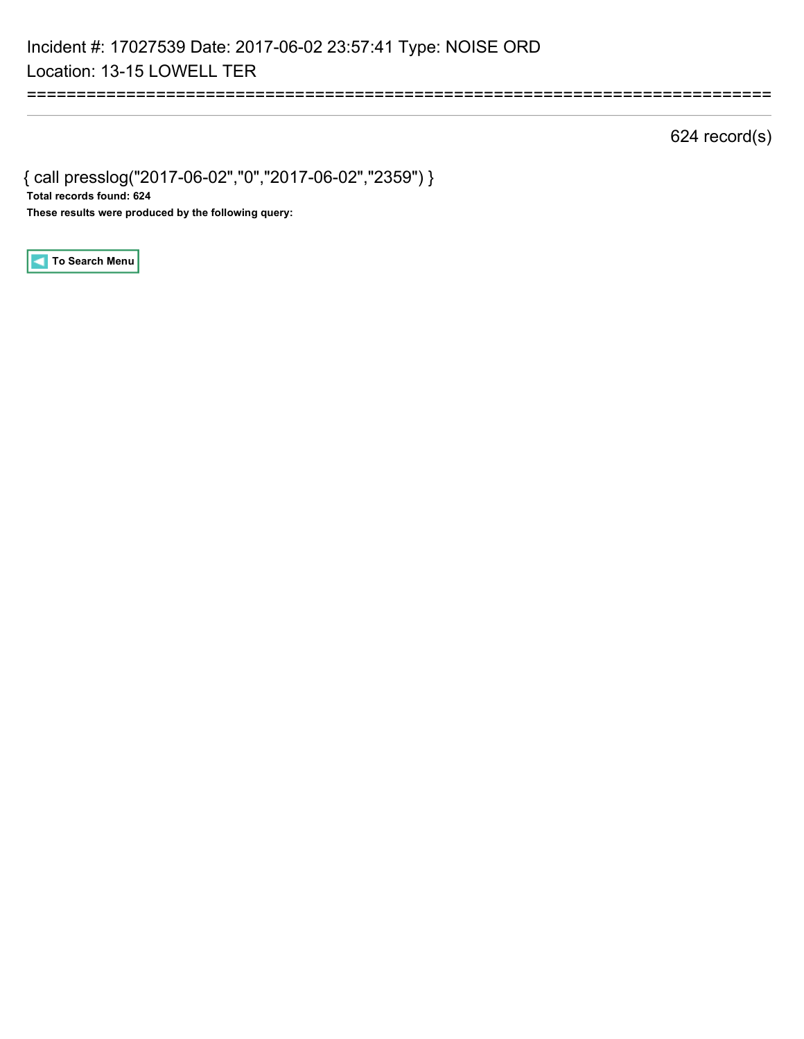Incident #: 17027539 Date: 2017-06-02 23:57:41 Type: NOISE ORD
Location: 13-15 LOWELL TER
===============================================================================

---

624 record(s)

{ call presslog("2017-06-02","0","2017-06-02","2359") }

**Total records found: 624**

**These results were produced by the following query:**

To Search Menu